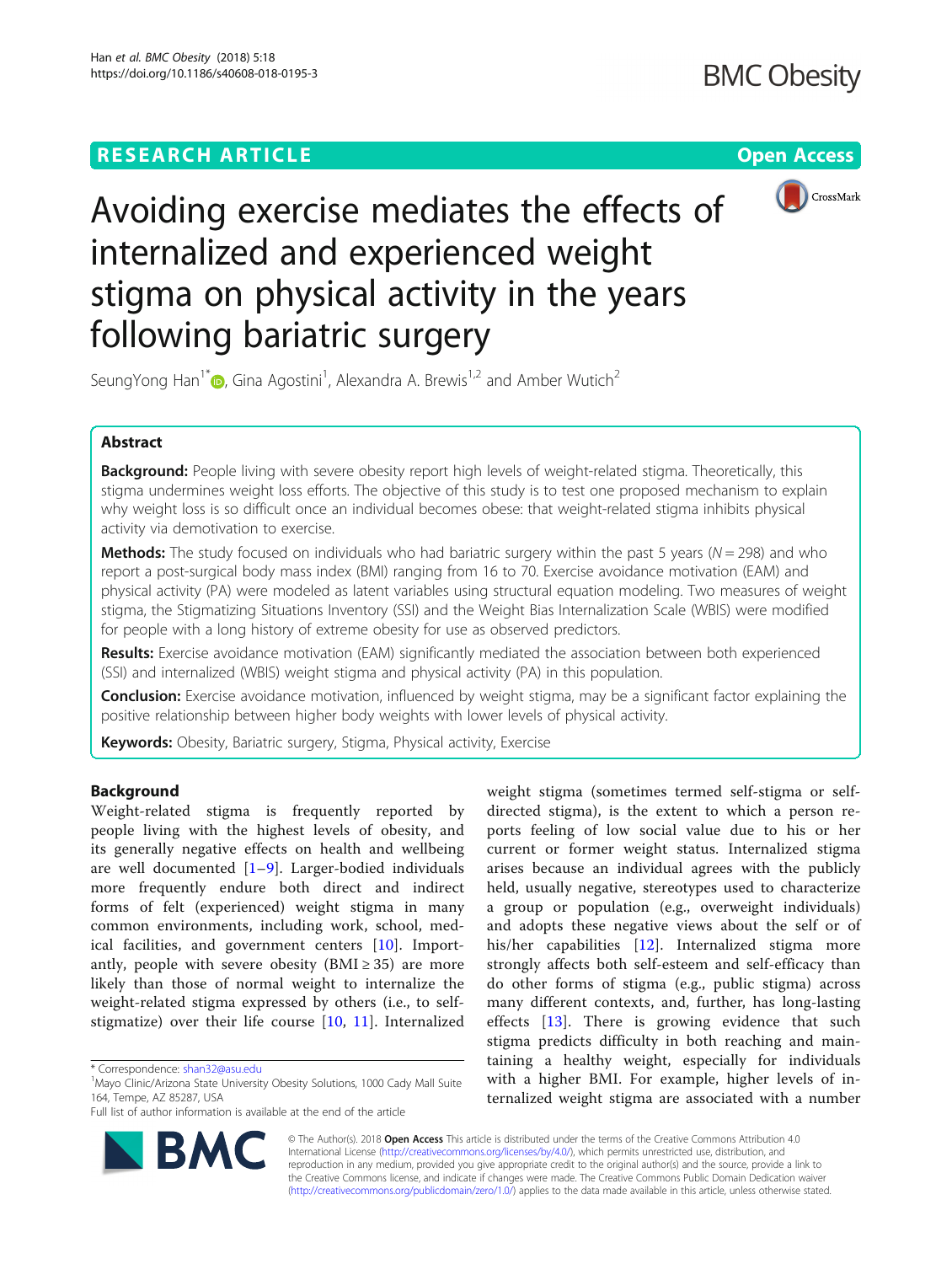RESEARCH ARTICLE

Open Access

# Avoiding exercise mediates the effects of internalized and experienced weight stigma on physical activity in the years following bariatric surgery

SeungYong Han[1*], Gina Agostini[1], Alexandra A. Brewis[1,2] and Amber Wutich[2]

## Abstract

**Background:** People living with severe obesity report high levels of weight-related stigma. Theoretically, this stigma undermines weight loss efforts. The objective of this study is to test one proposed mechanism to explain why weight loss is so difficult once an individual becomes obese: that weight-related stigma inhibits physical activity via demotivation to exercise.

**Methods:** The study focused on individuals who had bariatric surgery within the past 5 years ($N = 298$) and who report a post-surgical body mass index (BMI) ranging from 16 to 70. Exercise avoidance motivation (EAM) and physical activity (PA) were modeled as latent variables using structural equation modeling. Two measures of weight stigma, the Stigmatizing Situations Inventory (SSI) and the Weight Bias Internalization Scale (WBIS) were modified for people with a long history of extreme obesity for use as observed predictors.

**Results:** Exercise avoidance motivation (EAM) significantly mediated the association between both experienced (SSI) and internalized (WBIS) weight stigma and physical activity (PA) in this population.

**Conclusion:** Exercise avoidance motivation, influenced by weight stigma, may be a significant factor explaining the positive relationship between higher body weights with lower levels of physical activity.

**Keywords:** Obesity, Bariatric surgery, Stigma, Physical activity, Exercise

## Background

Weight-related stigma is frequently reported by people living with the highest levels of obesity, and its generally negative effects on health and wellbeing are well documented [1–9]. Larger-bodied individuals more frequently endure both direct and indirect forms of felt (experienced) weight stigma in many common environments, including work, school, medical facilities, and government centers [10]. Importantly, people with severe obesity (BMI ≥ 35) are more likely than those of normal weight to internalize the weight-related stigma expressed by others (i.e., to self-stigmatize) over their life course [10, 11]. Internalized weight stigma (sometimes termed self-stigma or self-directed stigma), is the extent to which a person reports feeling of low social value due to his or her current or former weight status. Internalized stigma arises because an individual agrees with the publicly held, usually negative, stereotypes used to characterize a group or population (e.g., overweight individuals) and adopts these negative views about the self or of his/her capabilities [12]. Internalized stigma more strongly affects both self-esteem and self-efficacy than do other forms of stigma (e.g., public stigma) across many different contexts, and, further, has long-lasting effects [13]. There is growing evidence that such stigma predicts difficulty in both reaching and maintaining a healthy weight, especially for individuals with a higher BMI. For example, higher levels of internalized weight stigma are associated with a number

* Correspondence: shan32@asu.edu
[1]Mayo Clinic/Arizona State University Obesity Solutions, 1000 Cady Mall Suite 164, Tempe, AZ 85287, USA
Full list of author information is available at the end of the article

© The Author(s). 2018 **Open Access** This article is distributed under the terms of the Creative Commons Attribution 4.0 International License (http://creativecommons.org/licenses/by/4.0/), which permits unrestricted use, distribution, and reproduction in any medium, provided you give appropriate credit to the original author(s) and the source, provide a link to the Creative Commons license, and indicate if changes were made. The Creative Commons Public Domain Dedication waiver (http://creativecommons.org/publicdomain/zero/1.0/) applies to the data made available in this article, unless otherwise stated.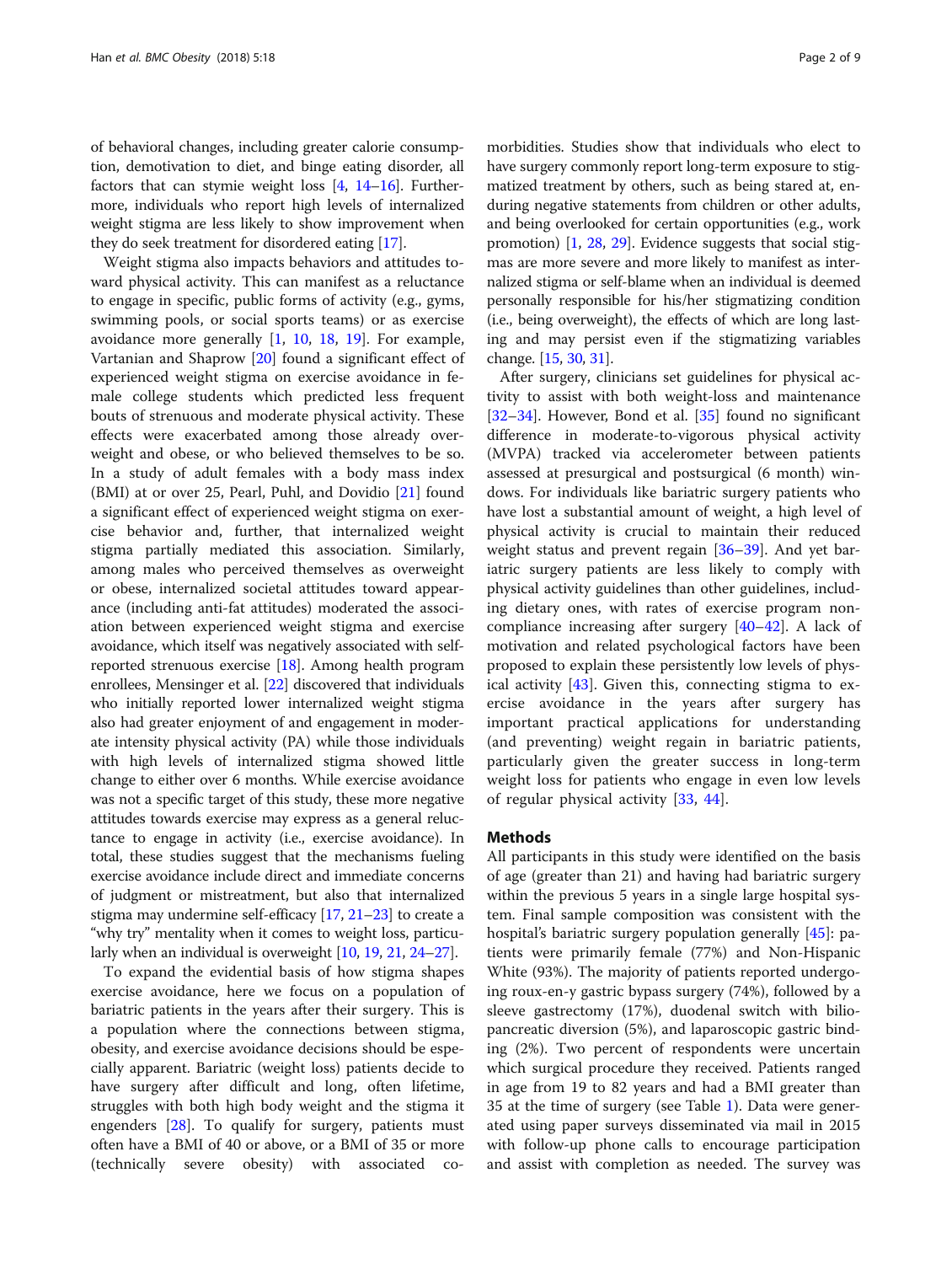of behavioral changes, including greater calorie consumption, demotivation to diet, and binge eating disorder, all factors that can stymie weight loss [4, 14–16]. Furthermore, individuals who report high levels of internalized weight stigma are less likely to show improvement when they do seek treatment for disordered eating [17].

Weight stigma also impacts behaviors and attitudes toward physical activity. This can manifest as a reluctance to engage in specific, public forms of activity (e.g., gyms, swimming pools, or social sports teams) or as exercise avoidance more generally [1, 10, 18, 19]. For example, Vartanian and Shaprow [20] found a significant effect of experienced weight stigma on exercise avoidance in female college students which predicted less frequent bouts of strenuous and moderate physical activity. These effects were exacerbated among those already overweight and obese, or who believed themselves to be so. In a study of adult females with a body mass index (BMI) at or over 25, Pearl, Puhl, and Dovidio [21] found a significant effect of experienced weight stigma on exercise behavior and, further, that internalized weight stigma partially mediated this association. Similarly, among males who perceived themselves as overweight or obese, internalized societal attitudes toward appearance (including anti-fat attitudes) moderated the association between experienced weight stigma and exercise avoidance, which itself was negatively associated with self-reported strenuous exercise [18]. Among health program enrollees, Mensinger et al. [22] discovered that individuals who initially reported lower internalized weight stigma also had greater enjoyment of and engagement in moderate intensity physical activity (PA) while those individuals with high levels of internalized stigma showed little change to either over 6 months. While exercise avoidance was not a specific target of this study, these more negative attitudes towards exercise may express as a general reluctance to engage in activity (i.e., exercise avoidance). In total, these studies suggest that the mechanisms fueling exercise avoidance include direct and immediate concerns of judgment or mistreatment, but also that internalized stigma may undermine self-efficacy [17, 21–23] to create a "why try" mentality when it comes to weight loss, particularly when an individual is overweight [10, 19, 21, 24–27].

To expand the evidential basis of how stigma shapes exercise avoidance, here we focus on a population of bariatric patients in the years after their surgery. This is a population where the connections between stigma, obesity, and exercise avoidance decisions should be especially apparent. Bariatric (weight loss) patients decide to have surgery after difficult and long, often lifetime, struggles with both high body weight and the stigma it engenders [28]. To qualify for surgery, patients must often have a BMI of 40 or above, or a BMI of 35 or more (technically severe obesity) with associated comorbidities. Studies show that individuals who elect to have surgery commonly report long-term exposure to stigmatized treatment by others, such as being stared at, enduring negative statements from children or other adults, and being overlooked for certain opportunities (e.g., work promotion) [1, 28, 29]. Evidence suggests that social stigmas are more severe and more likely to manifest as internalized stigma or self-blame when an individual is deemed personally responsible for his/her stigmatizing condition (i.e., being overweight), the effects of which are long lasting and may persist even if the stigmatizing variables change. [15, 30, 31].

After surgery, clinicians set guidelines for physical activity to assist with both weight-loss and maintenance [32–34]. However, Bond et al. [35] found no significant difference in moderate-to-vigorous physical activity (MVPA) tracked via accelerometer between patients assessed at presurgical and postsurgical (6 month) windows. For individuals like bariatric surgery patients who have lost a substantial amount of weight, a high level of physical activity is crucial to maintain their reduced weight status and prevent regain [36–39]. And yet bariatric surgery patients are less likely to comply with physical activity guidelines than other guidelines, including dietary ones, with rates of exercise program noncompliance increasing after surgery [40–42]. A lack of motivation and related psychological factors have been proposed to explain these persistently low levels of physical activity [43]. Given this, connecting stigma to exercise avoidance in the years after surgery has important practical applications for understanding (and preventing) weight regain in bariatric patients, particularly given the greater success in long-term weight loss for patients who engage in even low levels of regular physical activity [33, 44].

## Methods

All participants in this study were identified on the basis of age (greater than 21) and having had bariatric surgery within the previous 5 years in a single large hospital system. Final sample composition was consistent with the hospital's bariatric surgery population generally [45]: patients were primarily female (77%) and Non-Hispanic White (93%). The majority of patients reported undergoing roux-en-y gastric bypass surgery (74%), followed by a sleeve gastrectomy (17%), duodenal switch with biliopancreatic diversion (5%), and laparoscopic gastric binding (2%). Two percent of respondents were uncertain which surgical procedure they received. Patients ranged in age from 19 to 82 years and had a BMI greater than 35 at the time of surgery (see Table 1). Data were generated using paper surveys disseminated via mail in 2015 with follow-up phone calls to encourage participation and assist with completion as needed. The survey was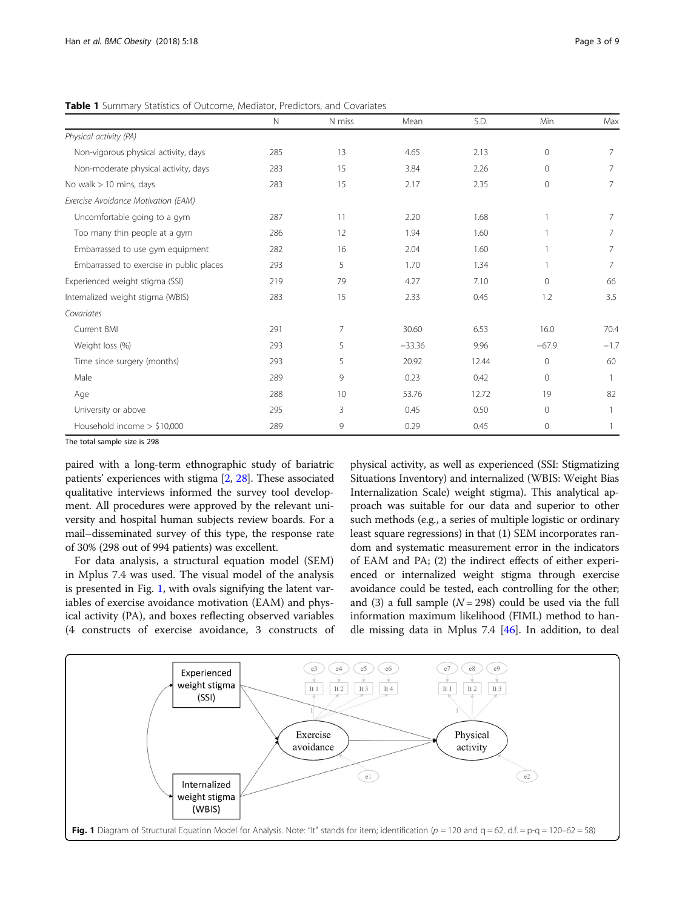**Table 1** Summary Statistics of Outcome, Mediator, Predictors, and Covariates

| | N | N miss | Mean | S.D. | Min | Max |
|---|---|---|---|---|---|---|
| *Physical activity (PA)* | | | | | | |
| Non-vigorous physical activity, days | 285 | 13 | 4.65 | 2.13 | 0 | 7 |
| Non-moderate physical activity, days | 283 | 15 | 3.84 | 2.26 | 0 | 7 |
| No walk > 10 mins, days | 283 | 15 | 2.17 | 2.35 | 0 | 7 |
| *Exercise Avoidance Motivation (EAM)* | | | | | | |
| Uncomfortable going to a gym | 287 | 11 | 2.20 | 1.68 | 1 | 7 |
| Too many thin people at a gym | 286 | 12 | 1.94 | 1.60 | 1 | 7 |
| Embarrassed to use gym equipment | 282 | 16 | 2.04 | 1.60 | 1 | 7 |
| Embarrassed to exercise in public places | 293 | 5 | 1.70 | 1.34 | 1 | 7 |
| Experienced weight stigma (SSI) | 219 | 79 | 4.27 | 7.10 | 0 | 66 |
| Internalized weight stigma (WBIS) | 283 | 15 | 2.33 | 0.45 | 1.2 | 3.5 |
| *Covariates* | | | | | | |
| Current BMI | 291 | 7 | 30.60 | 6.53 | 16.0 | 70.4 |
| Weight loss (%) | 293 | 5 | −33.36 | 9.96 | −67.9 | −1.7 |
| Time since surgery (months) | 293 | 5 | 20.92 | 12.44 | 0 | 60 |
| Male | 289 | 9 | 0.23 | 0.42 | 0 | 1 |
| Age | 288 | 10 | 53.76 | 12.72 | 19 | 82 |
| University or above | 295 | 3 | 0.45 | 0.50 | 0 | 1 |
| Household income > $10,000 | 289 | 9 | 0.29 | 0.45 | 0 | 1 |

The total sample size is 298

paired with a long-term ethnographic study of bariatric patients' experiences with stigma [2, 28]. These associated qualitative interviews informed the survey tool development. All procedures were approved by the relevant university and hospital human subjects review boards. For a mail–disseminated survey of this type, the response rate of 30% (298 out of 994 patients) was excellent.

For data analysis, a structural equation model (SEM) in Mplus 7.4 was used. The visual model of the analysis is presented in Fig. 1, with ovals signifying the latent variables of exercise avoidance motivation (EAM) and physical activity (PA), and boxes reflecting observed variables (4 constructs of exercise avoidance, 3 constructs of physical activity, as well as experienced (SSI: Stigmatizing Situations Inventory) and internalized (WBIS: Weight Bias Internalization Scale) weight stigma). This analytical approach was suitable for our data and superior to other such methods (e.g., a series of multiple logistic or ordinary least square regressions) in that (1) SEM incorporates random and systematic measurement error in the indicators of EAM and PA; (2) the indirect effects of either experienced or internalized weight stigma through exercise avoidance could be tested, each controlling for the other; and (3) a full sample ($N = 298$) could be used via the full information maximum likelihood (FIML) method to handle missing data in Mplus 7.4 [46]. In addition, to deal

**Fig. 1** Diagram of Structural Equation Model for Analysis. Note: "It" stands for item; identification ($p = 120$ and $q = 62$, d.f. = p-q = 120–62 = 58)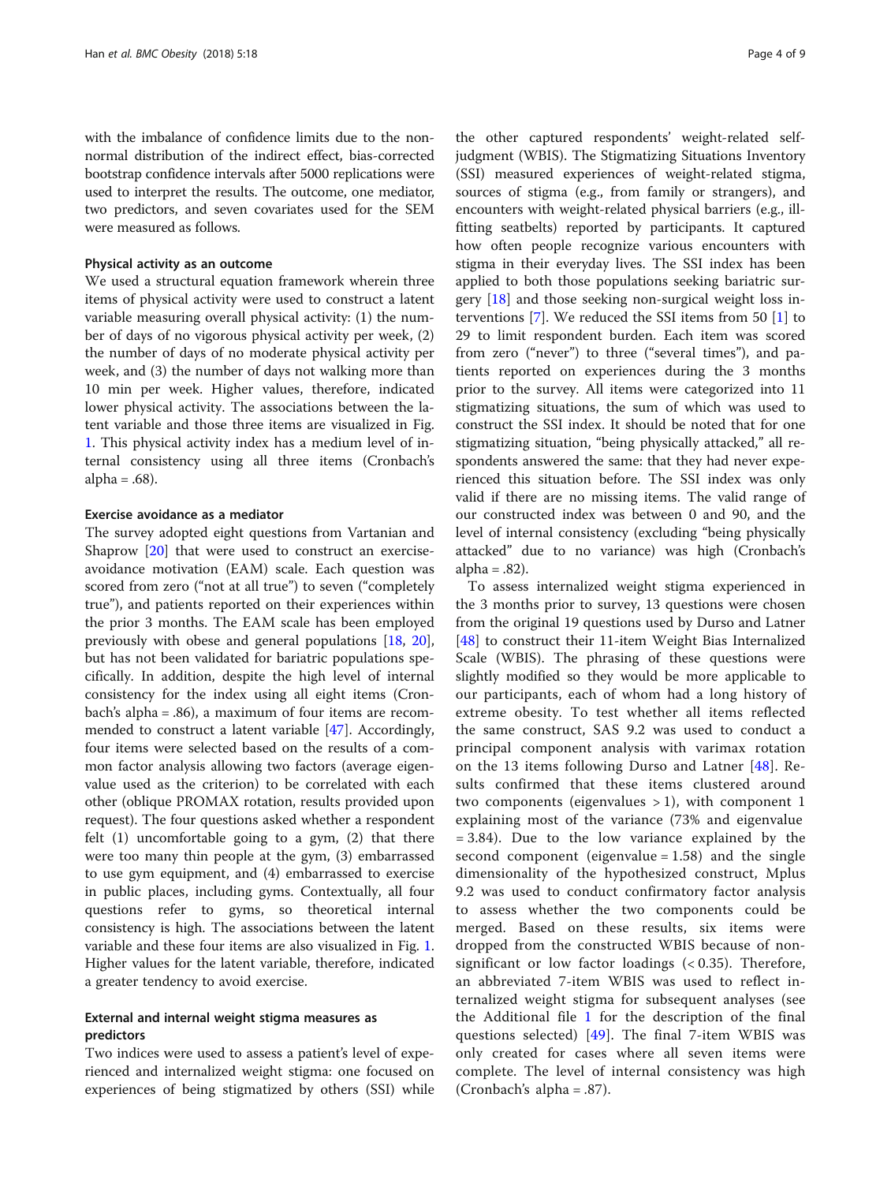with the imbalance of confidence limits due to the non-normal distribution of the indirect effect, bias-corrected bootstrap confidence intervals after 5000 replications were used to interpret the results. The outcome, one mediator, two predictors, and seven covariates used for the SEM were measured as follows.

### Physical activity as an outcome

We used a structural equation framework wherein three items of physical activity were used to construct a latent variable measuring overall physical activity: (1) the number of days of no vigorous physical activity per week, (2) the number of days of no moderate physical activity per week, and (3) the number of days not walking more than 10 min per week. Higher values, therefore, indicated lower physical activity. The associations between the latent variable and those three items are visualized in Fig. 1. This physical activity index has a medium level of internal consistency using all three items (Cronbach's alpha = .68).

### Exercise avoidance as a mediator

The survey adopted eight questions from Vartanian and Shaprow [20] that were used to construct an exercise-avoidance motivation (EAM) scale. Each question was scored from zero ("not at all true") to seven ("completely true"), and patients reported on their experiences within the prior 3 months. The EAM scale has been employed previously with obese and general populations [18, 20], but has not been validated for bariatric populations specifically. In addition, despite the high level of internal consistency for the index using all eight items (Cronbach's alpha = .86), a maximum of four items are recommended to construct a latent variable [47]. Accordingly, four items were selected based on the results of a common factor analysis allowing two factors (average eigenvalue used as the criterion) to be correlated with each other (oblique PROMAX rotation, results provided upon request). The four questions asked whether a respondent felt (1) uncomfortable going to a gym, (2) that there were too many thin people at the gym, (3) embarrassed to use gym equipment, and (4) embarrassed to exercise in public places, including gyms. Contextually, all four questions refer to gyms, so theoretical internal consistency is high. The associations between the latent variable and these four items are also visualized in Fig. 1. Higher values for the latent variable, therefore, indicated a greater tendency to avoid exercise.

### External and internal weight stigma measures as predictors

Two indices were used to assess a patient's level of experienced and internalized weight stigma: one focused on experiences of being stigmatized by others (SSI) while the other captured respondents' weight-related self-judgment (WBIS). The Stigmatizing Situations Inventory (SSI) measured experiences of weight-related stigma, sources of stigma (e.g., from family or strangers), and encounters with weight-related physical barriers (e.g., ill-fitting seatbelts) reported by participants. It captured how often people recognize various encounters with stigma in their everyday lives. The SSI index has been applied to both those populations seeking bariatric surgery [18] and those seeking non-surgical weight loss interventions [7]. We reduced the SSI items from 50 [1] to 29 to limit respondent burden. Each item was scored from zero ("never") to three ("several times"), and patients reported on experiences during the 3 months prior to the survey. All items were categorized into 11 stigmatizing situations, the sum of which was used to construct the SSI index. It should be noted that for one stigmatizing situation, "being physically attacked," all respondents answered the same: that they had never experienced this situation before. The SSI index was only valid if there are no missing items. The valid range of our constructed index was between 0 and 90, and the level of internal consistency (excluding "being physically attacked" due to no variance) was high (Cronbach's alpha = .82).

To assess internalized weight stigma experienced in the 3 months prior to survey, 13 questions were chosen from the original 19 questions used by Durso and Latner [48] to construct their 11-item Weight Bias Internalized Scale (WBIS). The phrasing of these questions were slightly modified so they would be more applicable to our participants, each of whom had a long history of extreme obesity. To test whether all items reflected the same construct, SAS 9.2 was used to conduct a principal component analysis with varimax rotation on the 13 items following Durso and Latner [48]. Results confirmed that these items clustered around two components (eigenvalues > 1), with component 1 explaining most of the variance (73% and eigenvalue = 3.84). Due to the low variance explained by the second component (eigenvalue = 1.58) and the single dimensionality of the hypothesized construct, Mplus 9.2 was used to conduct confirmatory factor analysis to assess whether the two components could be merged. Based on these results, six items were dropped from the constructed WBIS because of non-significant or low factor loadings (< 0.35). Therefore, an abbreviated 7-item WBIS was used to reflect internalized weight stigma for subsequent analyses (see the Additional file 1 for the description of the final questions selected) [49]. The final 7-item WBIS was only created for cases where all seven items were complete. The level of internal consistency was high (Cronbach's alpha = .87).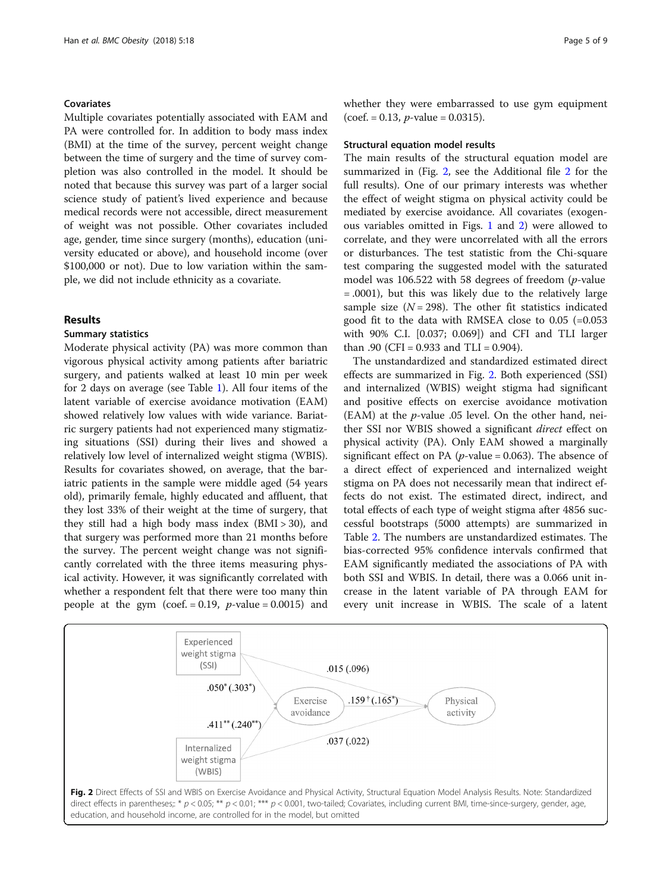### Covariates

Multiple covariates potentially associated with EAM and PA were controlled for. In addition to body mass index (BMI) at the time of the survey, percent weight change between the time of surgery and the time of survey completion was also controlled in the model. It should be noted that because this survey was part of a larger social science study of patient's lived experience and because medical records were not accessible, direct measurement of weight was not possible. Other covariates included age, gender, time since surgery (months), education (university educated or above), and household income (over \$100,000 or not). Due to low variation within the sample, we did not include ethnicity as a covariate.

## Results

### Summary statistics

Moderate physical activity (PA) was more common than vigorous physical activity among patients after bariatric surgery, and patients walked at least 10 min per week for 2 days on average (see Table 1). All four items of the latent variable of exercise avoidance motivation (EAM) showed relatively low values with wide variance. Bariatric surgery patients had not experienced many stigmatizing situations (SSI) during their lives and showed a relatively low level of internalized weight stigma (WBIS). Results for covariates showed, on average, that the bariatric patients in the sample were middle aged (54 years old), primarily female, highly educated and affluent, that they lost 33% of their weight at the time of surgery, that they still had a high body mass index (BMI > 30), and that surgery was performed more than 21 months before the survey. The percent weight change was not significantly correlated with the three items measuring physical activity. However, it was significantly correlated with whether a respondent felt that there were too many thin people at the gym (coef. = 0.19, *p*-value = 0.0015) and whether they were embarrassed to use gym equipment (coef. = 0.13, *p*-value = 0.0315).

### Structural equation model results

The main results of the structural equation model are summarized in (Fig. 2, see the Additional file 2 for the full results). One of our primary interests was whether the effect of weight stigma on physical activity could be mediated by exercise avoidance. All covariates (exogenous variables omitted in Figs. 1 and 2) were allowed to correlate, and they were uncorrelated with all the errors or disturbances. The test statistic from the Chi-square test comparing the suggested model with the saturated model was 106.522 with 58 degrees of freedom (*p*-value = .0001), but this was likely due to the relatively large sample size ($N = 298$). The other fit statistics indicated good fit to the data with RMSEA close to 0.05 (=0.053 with 90% C.I. [0.037; 0.069]) and CFI and TLI larger than .90 (CFI = 0.933 and TLI = 0.904).

The unstandardized and standardized estimated direct effects are summarized in Fig. 2. Both experienced (SSI) and internalized (WBIS) weight stigma had significant and positive effects on exercise avoidance motivation (EAM) at the *p*-value .05 level. On the other hand, neither SSI nor WBIS showed a significant *direct* effect on physical activity (PA). Only EAM showed a marginally significant effect on PA (*p*-value = 0.063). The absence of a direct effect of experienced and internalized weight stigma on PA does not necessarily mean that indirect effects do not exist. The estimated direct, indirect, and total effects of each type of weight stigma after 4856 successful bootstraps (5000 attempts) are summarized in Table 2. The numbers are unstandardized estimates. The bias-corrected 95% confidence intervals confirmed that EAM significantly mediated the associations of PA with both SSI and WBIS. In detail, there was a 0.066 unit increase in the latent variable of PA through EAM for every unit increase in WBIS. The scale of a latent

**Fig. 2** Direct Effects of SSI and WBIS on Exercise Avoidance and Physical Activity, Structural Equation Model Analysis Results. Note: Standardized direct effects in parentheses;: * $p < 0.05$; ** $p < 0.01$; *** $p < 0.001$, two-tailed; Covariates, including current BMI, time-since-surgery, gender, age, education, and household income, are controlled for in the model, but omitted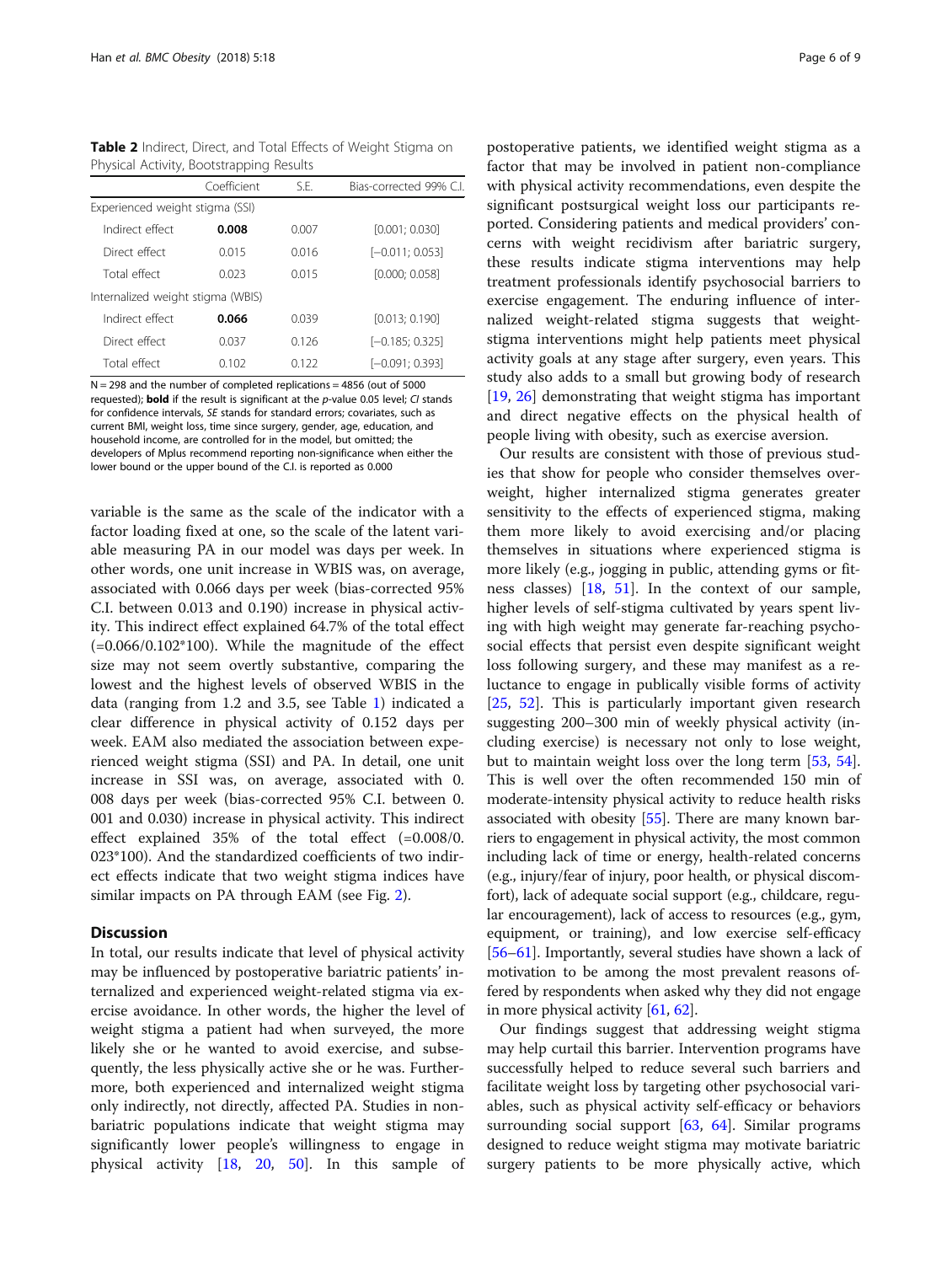**Table 2** Indirect, Direct, and Total Effects of Weight Stigma on Physical Activity, Bootstrapping Results

| | Coefficient | S.E. | Bias-corrected 99% C.I. |
|---|---|---|---|
| Experienced weight stigma (SSI) | | | |
| Indirect effect | **0.008** | 0.007 | [0.001; 0.030] |
| Direct effect | 0.015 | 0.016 | [−0.011; 0.053] |
| Total effect | 0.023 | 0.015 | [0.000; 0.058] |
| Internalized weight stigma (WBIS) | | | |
| Indirect effect | **0.066** | 0.039 | [0.013; 0.190] |
| Direct effect | 0.037 | 0.126 | [−0.185; 0.325] |
| Total effect | 0.102 | 0.122 | [−0.091; 0.393] |

N = 298 and the number of completed replications = 4856 (out of 5000 requested); **bold** if the result is significant at the *p*-value 0.05 level; *CI* stands for confidence intervals, *SE* stands for standard errors; covariates, such as current BMI, weight loss, time since surgery, gender, age, education, and household income, are controlled for in the model, but omitted; the developers of Mplus recommend reporting non-significance when either the lower bound or the upper bound of the C.I. is reported as 0.000

variable is the same as the scale of the indicator with a factor loading fixed at one, so the scale of the latent variable measuring PA in our model was days per week. In other words, one unit increase in WBIS was, on average, associated with 0.066 days per week (bias-corrected 95% C.I. between 0.013 and 0.190) increase in physical activity. This indirect effect explained 64.7% of the total effect (=0.066/0.102*100). While the magnitude of the effect size may not seem overtly substantive, comparing the lowest and the highest levels of observed WBIS in the data (ranging from 1.2 and 3.5, see Table 1) indicated a clear difference in physical activity of 0.152 days per week. EAM also mediated the association between experienced weight stigma (SSI) and PA. In detail, one unit increase in SSI was, on average, associated with 0.008 days per week (bias-corrected 95% C.I. between 0.001 and 0.030) increase in physical activity. This indirect effect explained 35% of the total effect (=0.008/0.023*100). And the standardized coefficients of two indirect effects indicate that two weight stigma indices have similar impacts on PA through EAM (see Fig. 2).

## Discussion

In total, our results indicate that level of physical activity may be influenced by postoperative bariatric patients' internalized and experienced weight-related stigma via exercise avoidance. In other words, the higher the level of weight stigma a patient had when surveyed, the more likely she or he wanted to avoid exercise, and subsequently, the less physically active she or he was. Furthermore, both experienced and internalized weight stigma only indirectly, not directly, affected PA. Studies in non-bariatric populations indicate that weight stigma may significantly lower people's willingness to engage in physical activity [18, 20, 50]. In this sample of postoperative patients, we identified weight stigma as a factor that may be involved in patient non-compliance with physical activity recommendations, even despite the significant postsurgical weight loss our participants reported. Considering patients and medical providers' concerns with weight recidivism after bariatric surgery, these results indicate stigma interventions may help treatment professionals identify psychosocial barriers to exercise engagement. The enduring influence of internalized weight-related stigma suggests that weight-stigma interventions might help patients meet physical activity goals at any stage after surgery, even years. This study also adds to a small but growing body of research [19, 26] demonstrating that weight stigma has important and direct negative effects on the physical health of people living with obesity, such as exercise aversion.

Our results are consistent with those of previous studies that show for people who consider themselves overweight, higher internalized stigma generates greater sensitivity to the effects of experienced stigma, making them more likely to avoid exercising and/or placing themselves in situations where experienced stigma is more likely (e.g., jogging in public, attending gyms or fitness classes) [18, 51]. In the context of our sample, higher levels of self-stigma cultivated by years spent living with high weight may generate far-reaching psychosocial effects that persist even despite significant weight loss following surgery, and these may manifest as a reluctance to engage in publically visible forms of activity [25, 52]. This is particularly important given research suggesting 200–300 min of weekly physical activity (including exercise) is necessary not only to lose weight, but to maintain weight loss over the long term [53, 54]. This is well over the often recommended 150 min of moderate-intensity physical activity to reduce health risks associated with obesity [55]. There are many known barriers to engagement in physical activity, the most common including lack of time or energy, health-related concerns (e.g., injury/fear of injury, poor health, or physical discomfort), lack of adequate social support (e.g., childcare, regular encouragement), lack of access to resources (e.g., gym, equipment, or training), and low exercise self-efficacy [56–61]. Importantly, several studies have shown a lack of motivation to be among the most prevalent reasons offered by respondents when asked why they did not engage in more physical activity [61, 62].

Our findings suggest that addressing weight stigma may help curtail this barrier. Intervention programs have successfully helped to reduce several such barriers and facilitate weight loss by targeting other psychosocial variables, such as physical activity self-efficacy or behaviors surrounding social support [63, 64]. Similar programs designed to reduce weight stigma may motivate bariatric surgery patients to be more physically active, which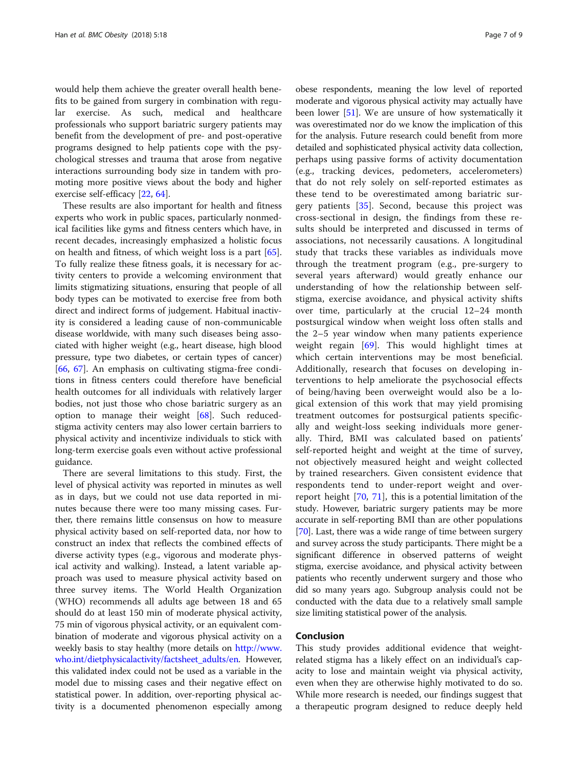would help them achieve the greater overall health benefits to be gained from surgery in combination with regular exercise. As such, medical and healthcare professionals who support bariatric surgery patients may benefit from the development of pre- and post-operative programs designed to help patients cope with the psychological stresses and trauma that arose from negative interactions surrounding body size in tandem with promoting more positive views about the body and higher exercise self-efficacy [22, 64].

These results are also important for health and fitness experts who work in public spaces, particularly nonmedical facilities like gyms and fitness centers which have, in recent decades, increasingly emphasized a holistic focus on health and fitness, of which weight loss is a part [65]. To fully realize these fitness goals, it is necessary for activity centers to provide a welcoming environment that limits stigmatizing situations, ensuring that people of all body types can be motivated to exercise free from both direct and indirect forms of judgement. Habitual inactivity is considered a leading cause of non-communicable disease worldwide, with many such diseases being associated with higher weight (e.g., heart disease, high blood pressure, type two diabetes, or certain types of cancer) [66, 67]. An emphasis on cultivating stigma-free conditions in fitness centers could therefore have beneficial health outcomes for all individuals with relatively larger bodies, not just those who chose bariatric surgery as an option to manage their weight [68]. Such reduced-stigma activity centers may also lower certain barriers to physical activity and incentivize individuals to stick with long-term exercise goals even without active professional guidance.

There are several limitations to this study. First, the level of physical activity was reported in minutes as well as in days, but we could not use data reported in minutes because there were too many missing cases. Further, there remains little consensus on how to measure physical activity based on self-reported data, nor how to construct an index that reflects the combined effects of diverse activity types (e.g., vigorous and moderate physical activity and walking). Instead, a latent variable approach was used to measure physical activity based on three survey items. The World Health Organization (WHO) recommends all adults age between 18 and 65 should do at least 150 min of moderate physical activity, 75 min of vigorous physical activity, or an equivalent combination of moderate and vigorous physical activity on a weekly basis to stay healthy (more details on http://www.who.int/dietphysicalactivity/factsheet_adults/en. However, this validated index could not be used as a variable in the model due to missing cases and their negative effect on statistical power. In addition, over-reporting physical activity is a documented phenomenon especially among obese respondents, meaning the low level of reported moderate and vigorous physical activity may actually have been lower [51]. We are unsure of how systematically it was overestimated nor do we know the implication of this for the analysis. Future research could benefit from more detailed and sophisticated physical activity data collection, perhaps using passive forms of activity documentation (e.g., tracking devices, pedometers, accelerometers) that do not rely solely on self-reported estimates as these tend to be overestimated among bariatric surgery patients [35]. Second, because this project was cross-sectional in design, the findings from these results should be interpreted and discussed in terms of associations, not necessarily causations. A longitudinal study that tracks these variables as individuals move through the treatment program (e.g., pre-surgery to several years afterward) would greatly enhance our understanding of how the relationship between self-stigma, exercise avoidance, and physical activity shifts over time, particularly at the crucial 12–24 month postsurgical window when weight loss often stalls and the 2–5 year window when many patients experience weight regain [69]. This would highlight times at which certain interventions may be most beneficial. Additionally, research that focuses on developing interventions to help ameliorate the psychosocial effects of being/having been overweight would also be a logical extension of this work that may yield promising treatment outcomes for postsurgical patients specifically and weight-loss seeking individuals more generally. Third, BMI was calculated based on patients' self-reported height and weight at the time of survey, not objectively measured height and weight collected by trained researchers. Given consistent evidence that respondents tend to under-report weight and over-report height [70, 71], this is a potential limitation of the study. However, bariatric surgery patients may be more accurate in self-reporting BMI than are other populations [70]. Last, there was a wide range of time between surgery and survey across the study participants. There might be a significant difference in observed patterns of weight stigma, exercise avoidance, and physical activity between patients who recently underwent surgery and those who did so many years ago. Subgroup analysis could not be conducted with the data due to a relatively small sample size limiting statistical power of the analysis.

## Conclusion

This study provides additional evidence that weight-related stigma has a likely effect on an individual's capacity to lose and maintain weight via physical activity, even when they are otherwise highly motivated to do so. While more research is needed, our findings suggest that a therapeutic program designed to reduce deeply held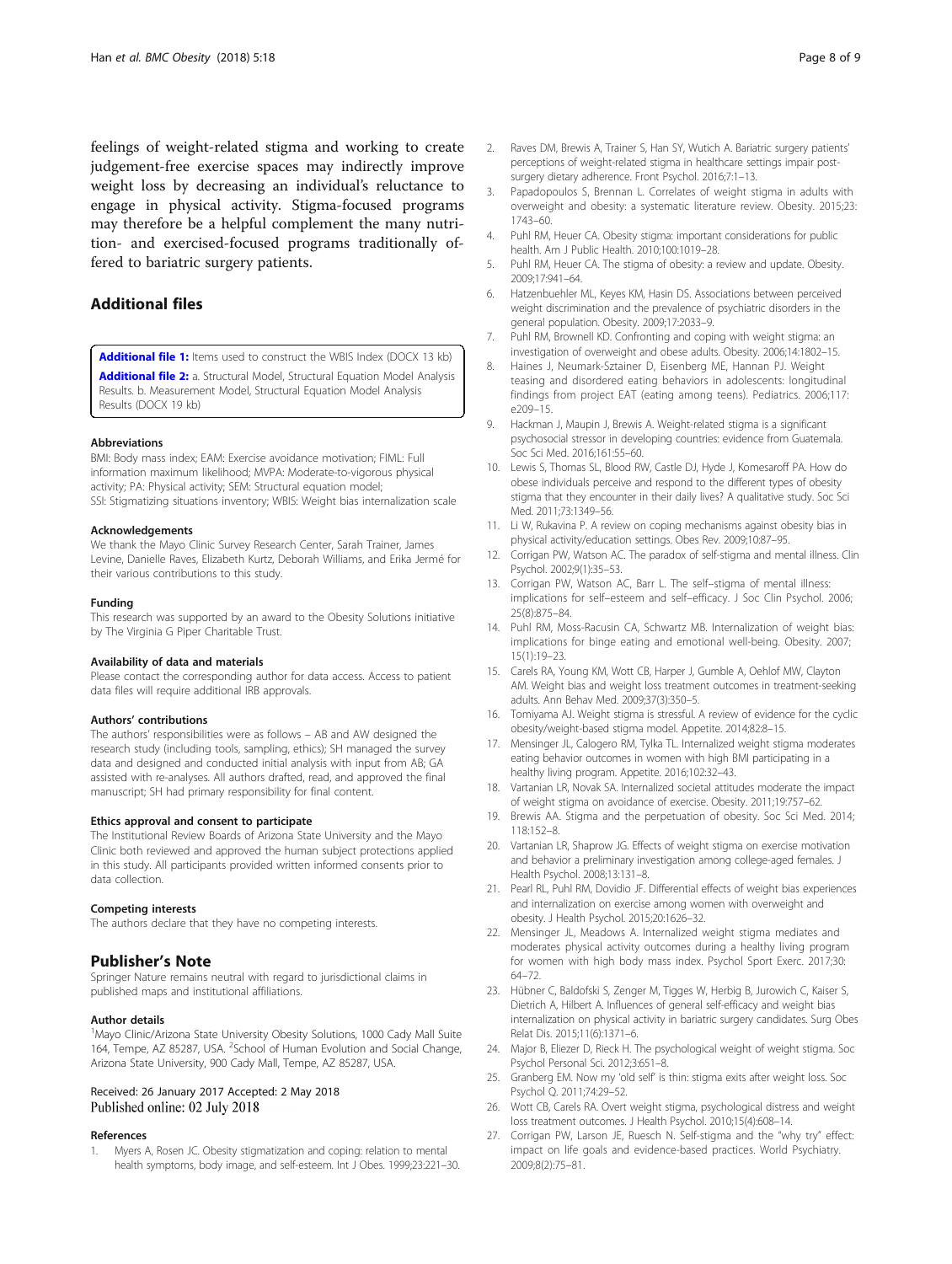feelings of weight-related stigma and working to create judgement-free exercise spaces may indirectly improve weight loss by decreasing an individual's reluctance to engage in physical activity. Stigma-focused programs may therefore be a helpful complement the many nutrition- and exercised-focused programs traditionally offered to bariatric surgery patients.

## Additional files

**Additional file 1:** Items used to construct the WBIS Index (DOCX 13 kb)

**Additional file 2:** a. Structural Model, Structural Equation Model Analysis Results. b. Measurement Model, Structural Equation Model Analysis Results (DOCX 19 kb)

#### Abbreviations

BMI: Body mass index; EAM: Exercise avoidance motivation; FIML: Full information maximum likelihood; MVPA: Moderate-to-vigorous physical activity; PA: Physical activity; SEM: Structural equation model; SSI: Stigmatizing situations inventory; WBIS: Weight bias internalization scale

#### Acknowledgements

We thank the Mayo Clinic Survey Research Center, Sarah Trainer, James Levine, Danielle Raves, Elizabeth Kurtz, Deborah Williams, and Erika Jermé for their various contributions to this study.

#### Funding

This research was supported by an award to the Obesity Solutions initiative by The Virginia G Piper Charitable Trust.

#### Availability of data and materials

Please contact the corresponding author for data access. Access to patient data files will require additional IRB approvals.

#### Authors' contributions

The authors' responsibilities were as follows – AB and AW designed the research study (including tools, sampling, ethics); SH managed the survey data and designed and conducted initial analysis with input from AB; GA assisted with re-analyses. All authors drafted, read, and approved the final manuscript; SH had primary responsibility for final content.

#### Ethics approval and consent to participate

The Institutional Review Boards of Arizona State University and the Mayo Clinic both reviewed and approved the human subject protections applied in this study. All participants provided written informed consents prior to data collection.

#### Competing interests

The authors declare that they have no competing interests.

## Publisher's Note

Springer Nature remains neutral with regard to jurisdictional claims in published maps and institutional affiliations.

#### Author details

[1]Mayo Clinic/Arizona State University Obesity Solutions, 1000 Cady Mall Suite 164, Tempe, AZ 85287, USA. [2]School of Human Evolution and Social Change, Arizona State University, 900 Cady Mall, Tempe, AZ 85287, USA.

Received: 26 January 2017 Accepted: 2 May 2018
Published online: 02 July 2018

#### References

1. Myers A, Rosen JC. Obesity stigmatization and coping: relation to mental health symptoms, body image, and self-esteem. Int J Obes. 1999;23:221–30.
2. Raves DM, Brewis A, Trainer S, Han SY, Wutich A. Bariatric surgery patients' perceptions of weight-related stigma in healthcare settings impair post-surgery dietary adherence. Front Psychol. 2016;7:1–13.
3. Papadopoulos S, Brennan L. Correlates of weight stigma in adults with overweight and obesity: a systematic literature review. Obesity. 2015;23: 1743–60.
4. Puhl RM, Heuer CA. Obesity stigma: important considerations for public health. Am J Public Health. 2010;100:1019–28.
5. Puhl RM, Heuer CA. The stigma of obesity: a review and update. Obesity. 2009;17:941–64.
6. Hatzenbuehler ML, Keyes KM, Hasin DS. Associations between perceived weight discrimination and the prevalence of psychiatric disorders in the general population. Obesity. 2009;17:2033–9.
7. Puhl RM, Brownell KD. Confronting and coping with weight stigma: an investigation of overweight and obese adults. Obesity. 2006;14:1802–15.
8. Haines J, Neumark-Sztainer D, Eisenberg ME, Hannan PJ. Weight teasing and disordered eating behaviors in adolescents: longitudinal findings from project EAT (eating among teens). Pediatrics. 2006;117: e209–15.
9. Hackman J, Maupin J, Brewis A. Weight-related stigma is a significant psychosocial stressor in developing countries: evidence from Guatemala. Soc Sci Med. 2016;161:55–60.
10. Lewis S, Thomas SL, Blood RW, Castle DJ, Hyde J, Komesaroff PA. How do obese individuals perceive and respond to the different types of obesity stigma that they encounter in their daily lives? A qualitative study. Soc Sci Med. 2011;73:1349–56.
11. Li W, Rukavina P. A review on coping mechanisms against obesity bias in physical activity/education settings. Obes Rev. 2009;10:87–95.
12. Corrigan PW, Watson AC. The paradox of self-stigma and mental illness. Clin Psychol. 2002;9(1):35–53.
13. Corrigan PW, Watson AC, Barr L. The self–stigma of mental illness: implications for self–esteem and self–efficacy. J Soc Clin Psychol. 2006; 25(8):875–84.
14. Puhl RM, Moss-Racusin CA, Schwartz MB. Internalization of weight bias: implications for binge eating and emotional well-being. Obesity. 2007; 15(1):19–23.
15. Carels RA, Young KM, Wott CB, Harper J, Gumble A, Oehlof MW, Clayton AM. Weight bias and weight loss treatment outcomes in treatment-seeking adults. Ann Behav Med. 2009;37(3):350–5.
16. Tomiyama AJ. Weight stigma is stressful. A review of evidence for the cyclic obesity/weight-based stigma model. Appetite. 2014;82:8–15.
17. Mensinger JL, Calogero RM, Tylka TL. Internalized weight stigma moderates eating behavior outcomes in women with high BMI participating in a healthy living program. Appetite. 2016;102:32–43.
18. Vartanian LR, Novak SA. Internalized societal attitudes moderate the impact of weight stigma on avoidance of exercise. Obesity. 2011;19:757–62.
19. Brewis AA. Stigma and the perpetuation of obesity. Soc Sci Med. 2014; 118:152–8.
20. Vartanian LR, Shaprow JG. Effects of weight stigma on exercise motivation and behavior a preliminary investigation among college-aged females. J Health Psychol. 2008;13:131–8.
21. Pearl RL, Puhl RM, Dovidio JF. Differential effects of weight bias experiences and internalization on exercise among women with overweight and obesity. J Health Psychol. 2015;20:1626–32.
22. Mensinger JL, Meadows A. Internalized weight stigma mediates and moderates physical activity outcomes during a healthy living program for women with high body mass index. Psychol Sport Exerc. 2017;30: 64–72.
23. Hübner C, Baldofski S, Zenger M, Tigges W, Herbig B, Jurowich C, Kaiser S, Dietrich A, Hilbert A. Influences of general self-efficacy and weight bias internalization on physical activity in bariatric surgery candidates. Surg Obes Relat Dis. 2015;11(6):1371–6.
24. Major B, Eliezer D, Rieck H. The psychological weight of weight stigma. Soc Psychol Personal Sci. 2012;3:651–8.
25. Granberg EM. Now my 'old self' is thin: stigma exits after weight loss. Soc Psychol Q. 2011;74:29–52.
26. Wott CB, Carels RA. Overt weight stigma, psychological distress and weight loss treatment outcomes. J Health Psychol. 2010;15(4):608–14.
27. Corrigan PW, Larson JE, Ruesch N. Self-stigma and the "why try" effect: impact on life goals and evidence-based practices. World Psychiatry. 2009;8(2):75–81.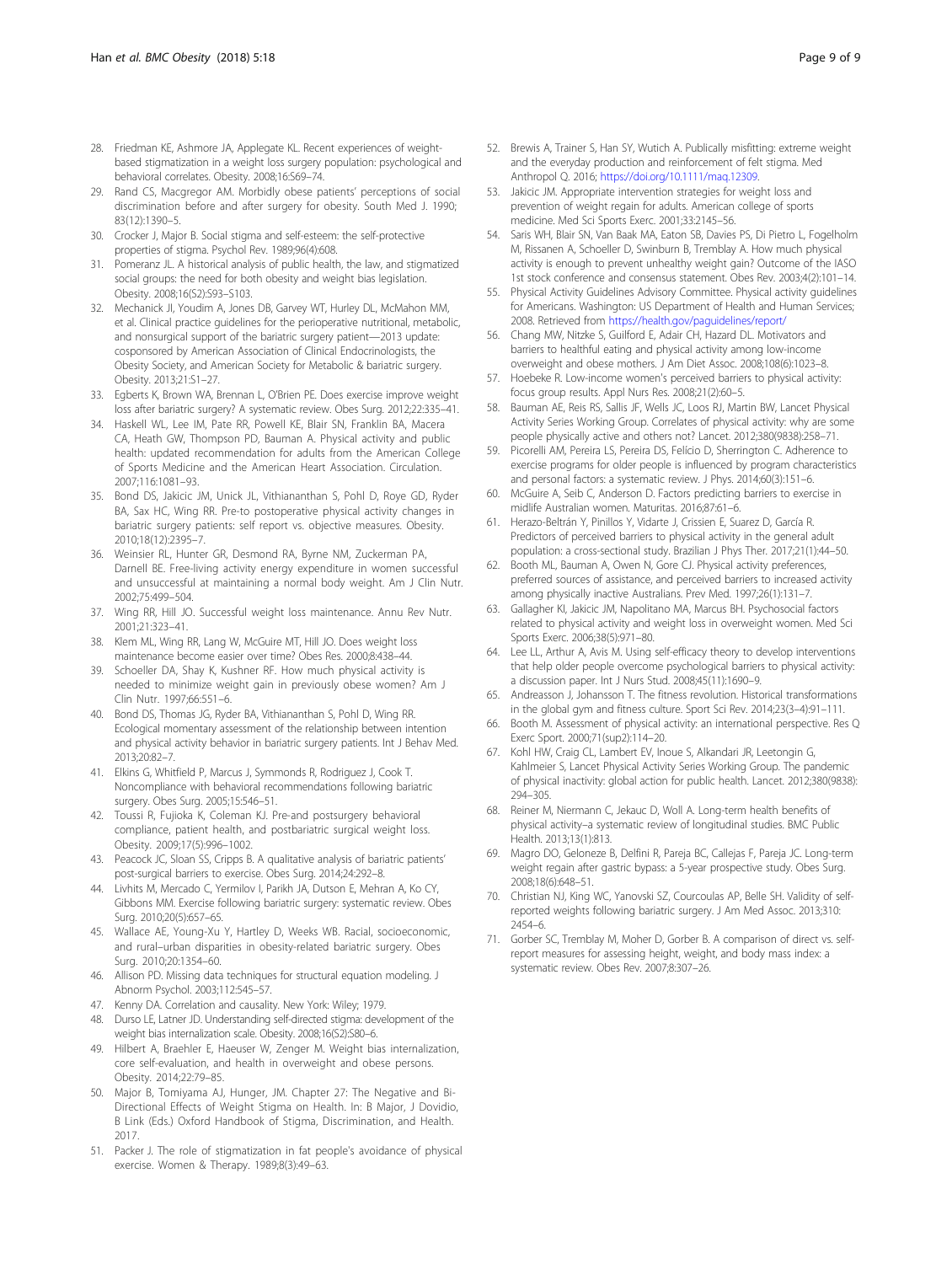28. Friedman KE, Ashmore JA, Applegate KL. Recent experiences of weight-based stigmatization in a weight loss surgery population: psychological and behavioral correlates. Obesity. 2008;16:S69–74.
29. Rand CS, Macgregor AM. Morbidly obese patients' perceptions of social discrimination before and after surgery for obesity. South Med J. 1990; 83(12):1390–5.
30. Crocker J, Major B. Social stigma and self-esteem: the self-protective properties of stigma. Psychol Rev. 1989;96(4):608.
31. Pomeranz JL. A historical analysis of public health, the law, and stigmatized social groups: the need for both obesity and weight bias legislation. Obesity. 2008;16(S2):S93–S103.
32. Mechanick JI, Youdim A, Jones DB, Garvey WT, Hurley DL, McMahon MM, et al. Clinical practice guidelines for the perioperative nutritional, metabolic, and nonsurgical support of the bariatric surgery patient—2013 update: cosponsored by American Association of Clinical Endocrinologists, the Obesity Society, and American Society for Metabolic & bariatric surgery. Obesity. 2013;21:S1–27.
33. Egberts K, Brown WA, Brennan L, O'Brien PE. Does exercise improve weight loss after bariatric surgery? A systematic review. Obes Surg. 2012;22:335–41.
34. Haskell WL, Lee IM, Pate RR, Powell KE, Blair SN, Franklin BA, Macera CA, Heath GW, Thompson PD, Bauman A. Physical activity and public health: updated recommendation for adults from the American College of Sports Medicine and the American Heart Association. Circulation. 2007;116:1081–93.
35. Bond DS, Jakicic JM, Unick JL, Vithiananthan S, Pohl D, Roye GD, Ryder BA, Sax HC, Wing RR. Pre-to postoperative physical activity changes in bariatric surgery patients: self report vs. objective measures. Obesity. 2010;18(12):2395–7.
36. Weinsier RL, Hunter GR, Desmond RA, Byrne NM, Zuckerman PA, Darnell BE. Free-living activity energy expenditure in women successful and unsuccessful at maintaining a normal body weight. Am J Clin Nutr. 2002;75:499–504.
37. Wing RR, Hill JO. Successful weight loss maintenance. Annu Rev Nutr. 2001;21:323–41.
38. Klem ML, Wing RR, Lang W, McGuire MT, Hill JO. Does weight loss maintenance become easier over time? Obes Res. 2000;8:438–44.
39. Schoeller DA, Shay K, Kushner RF. How much physical activity is needed to minimize weight gain in previously obese women? Am J Clin Nutr. 1997;66:551–6.
40. Bond DS, Thomas JG, Ryder BA, Vithiananthan S, Pohl D, Wing RR. Ecological momentary assessment of the relationship between intention and physical activity behavior in bariatric surgery patients. Int J Behav Med. 2013;20:82–7.
41. Elkins G, Whitfield P, Marcus J, Symmonds R, Rodriguez J, Cook T. Noncompliance with behavioral recommendations following bariatric surgery. Obes Surg. 2005;15:546–51.
42. Toussi R, Fujioka K, Coleman KJ. Pre-and postsurgery behavioral compliance, patient health, and postbariatric surgical weight loss. Obesity. 2009;17(5):996–1002.
43. Peacock JC, Sloan SS, Cripps B. A qualitative analysis of bariatric patients' post-surgical barriers to exercise. Obes Surg. 2014;24:292–8.
44. Livhits M, Mercado C, Yermilov I, Parikh JA, Dutson E, Mehran A, Ko CY, Gibbons MM. Exercise following bariatric surgery: systematic review. Obes Surg. 2010;20(5):657–65.
45. Wallace AE, Young-Xu Y, Hartley D, Weeks WB. Racial, socioeconomic, and rural–urban disparities in obesity-related bariatric surgery. Obes Surg. 2010;20:1354–60.
46. Allison PD. Missing data techniques for structural equation modeling. J Abnorm Psychol. 2003;112:545–57.
47. Kenny DA. Correlation and causality. New York: Wiley; 1979.
48. Durso LE, Latner JD. Understanding self-directed stigma: development of the weight bias internalization scale. Obesity. 2008;16(S2):S80–6.
49. Hilbert A, Braehler E, Haeuser W, Zenger M. Weight bias internalization, core self-evaluation, and health in overweight and obese persons. Obesity. 2014;22:79–85.
50. Major B, Tomiyama AJ, Hunger, JM. Chapter 27: The Negative and Bi-Directional Effects of Weight Stigma on Health. In: B Major, J Dovidio, B Link (Eds.) Oxford Handbook of Stigma, Discrimination, and Health. 2017.
51. Packer J. The role of stigmatization in fat people's avoidance of physical exercise. Women & Therapy. 1989;8(3):49–63.
52. Brewis A, Trainer S, Han SY, Wutich A. Publically misfitting: extreme weight and the everyday production and reinforcement of felt stigma. Med Anthropol Q. 2016; https://doi.org/10.1111/maq.12309.
53. Jakicic JM. Appropriate intervention strategies for weight loss and prevention of weight regain for adults. American college of sports medicine. Med Sci Sports Exerc. 2001;33:2145–56.
54. Saris WH, Blair SN, Van Baak MA, Eaton SB, Davies PS, Di Pietro L, Fogelholm M, Rissanen A, Schoeller D, Swinburn B, Tremblay A. How much physical activity is enough to prevent unhealthy weight gain? Outcome of the IASO 1st stock conference and consensus statement. Obes Rev. 2003;4(2):101–14.
55. Physical Activity Guidelines Advisory Committee. Physical activity guidelines for Americans. Washington: US Department of Health and Human Services; 2008. Retrieved from https://health.gov/paguidelines/report/
56. Chang MW, Nitzke S, Guilford E, Adair CH, Hazard DL. Motivators and barriers to healthful eating and physical activity among low-income overweight and obese mothers. J Am Diet Assoc. 2008;108(6):1023–8.
57. Hoebeke R. Low-income women's perceived barriers to physical activity: focus group results. Appl Nurs Res. 2008;21(2):60–5.
58. Bauman AE, Reis RS, Sallis JF, Wells JC, Loos RJ, Martin BW, Lancet Physical Activity Series Working Group. Correlates of physical activity: why are some people physically active and others not? Lancet. 2012;380(9838):258–71.
59. Picorelli AM, Pereira LS, Pereira DS, Felício D, Sherrington C. Adherence to exercise programs for older people is influenced by program characteristics and personal factors: a systematic review. J Phys. 2014;60(3):151–6.
60. McGuire A, Seib C, Anderson D. Factors predicting barriers to exercise in midlife Australian women. Maturitas. 2016;87:61–6.
61. Herazo-Beltrán Y, Pinillos Y, Vidarte J, Crissien E, Suarez D, García R. Predictors of perceived barriers to physical activity in the general adult population: a cross-sectional study. Brazilian J Phys Ther. 2017;21(1):44–50.
62. Booth ML, Bauman A, Owen N, Gore CJ. Physical activity preferences, preferred sources of assistance, and perceived barriers to increased activity among physically inactive Australians. Prev Med. 1997;26(1):131–7.
63. Gallagher KI, Jakicic JM, Napolitano MA, Marcus BH. Psychosocial factors related to physical activity and weight loss in overweight women. Med Sci Sports Exerc. 2006;38(5):971–80.
64. Lee LL, Arthur A, Avis M. Using self-efficacy theory to develop interventions that help older people overcome psychological barriers to physical activity: a discussion paper. Int J Nurs Stud. 2008;45(11):1690–9.
65. Andreasson J, Johansson T. The fitness revolution. Historical transformations in the global gym and fitness culture. Sport Sci Rev. 2014;23(3–4):91–111.
66. Booth M. Assessment of physical activity: an international perspective. Res Q Exerc Sport. 2000;71(sup2):114–20.
67. Kohl HW, Craig CL, Lambert EV, Inoue S, Alkandari JR, Leetongin G, Kahlmeier S, Lancet Physical Activity Series Working Group. The pandemic of physical inactivity: global action for public health. Lancet. 2012;380(9838): 294–305.
68. Reiner M, Niermann C, Jekauc D, Woll A. Long-term health benefits of physical activity–a systematic review of longitudinal studies. BMC Public Health. 2013;13(1):813.
69. Magro DO, Geloneze B, Delfini R, Pareja BC, Callejas F, Pareja JC. Long-term weight regain after gastric bypass: a 5-year prospective study. Obes Surg. 2008;18(6):648–51.
70. Christian NJ, King WC, Yanovski SZ, Courcoulas AP, Belle SH. Validity of self-reported weights following bariatric surgery. J Am Med Assoc. 2013;310: 2454–6.
71. Gorber SC, Tremblay M, Moher D, Gorber B. A comparison of direct vs. self-report measures for assessing height, weight, and body mass index: a systematic review. Obes Rev. 2007;8:307–26.